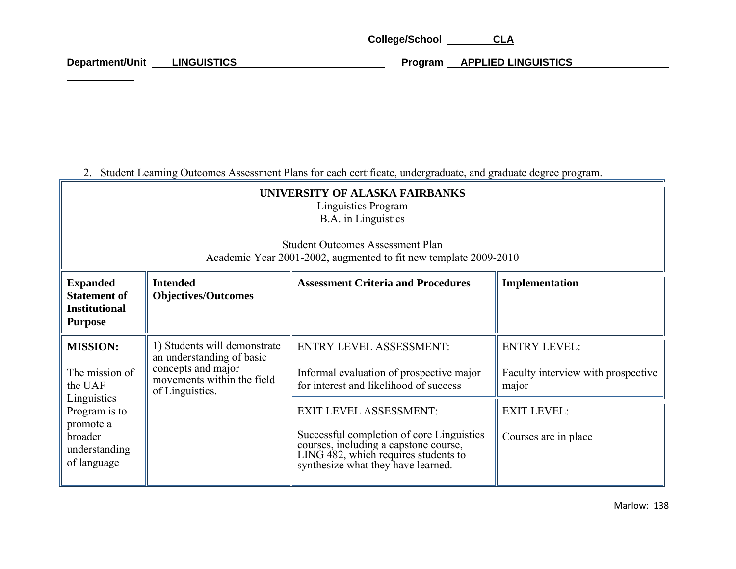College/School **CLA**

Department/Unit **LINGUISTICS** Program **APPLIED LINGUISTICS**

2. Student Learning Outcomes Assessment Plans for each certificate, undergraduate, and graduate degree program.

**UNIVERSITY OF ALASKA FAIRBANKS**
Linguistics Program
B.A. in Linguistics

Student Outcomes Assessment Plan
Academic Year 2001-2002, augmented to fit new template 2009-2010

| Expanded Statement of Institutional Purpose | Intended Objectives/Outcomes | Assessment Criteria and Procedures | Implementation |
|---|---|---|---|
| **MISSION:** The mission of the UAF Linguistics Program is to promote a broader understanding of language | 1) Students will demonstrate an understanding of basic concepts and major movements within the field of Linguistics. | ENTRY LEVEL ASSESSMENT: Informal evaluation of prospective major for interest and likelihood of success | ENTRY LEVEL: Faculty interview with prospective major |
| | | EXIT LEVEL ASSESSMENT: Successful completion of core Linguistics courses, including a capstone course, LING 482, which requires students to synthesize what they have learned. | EXIT LEVEL: Courses are in place |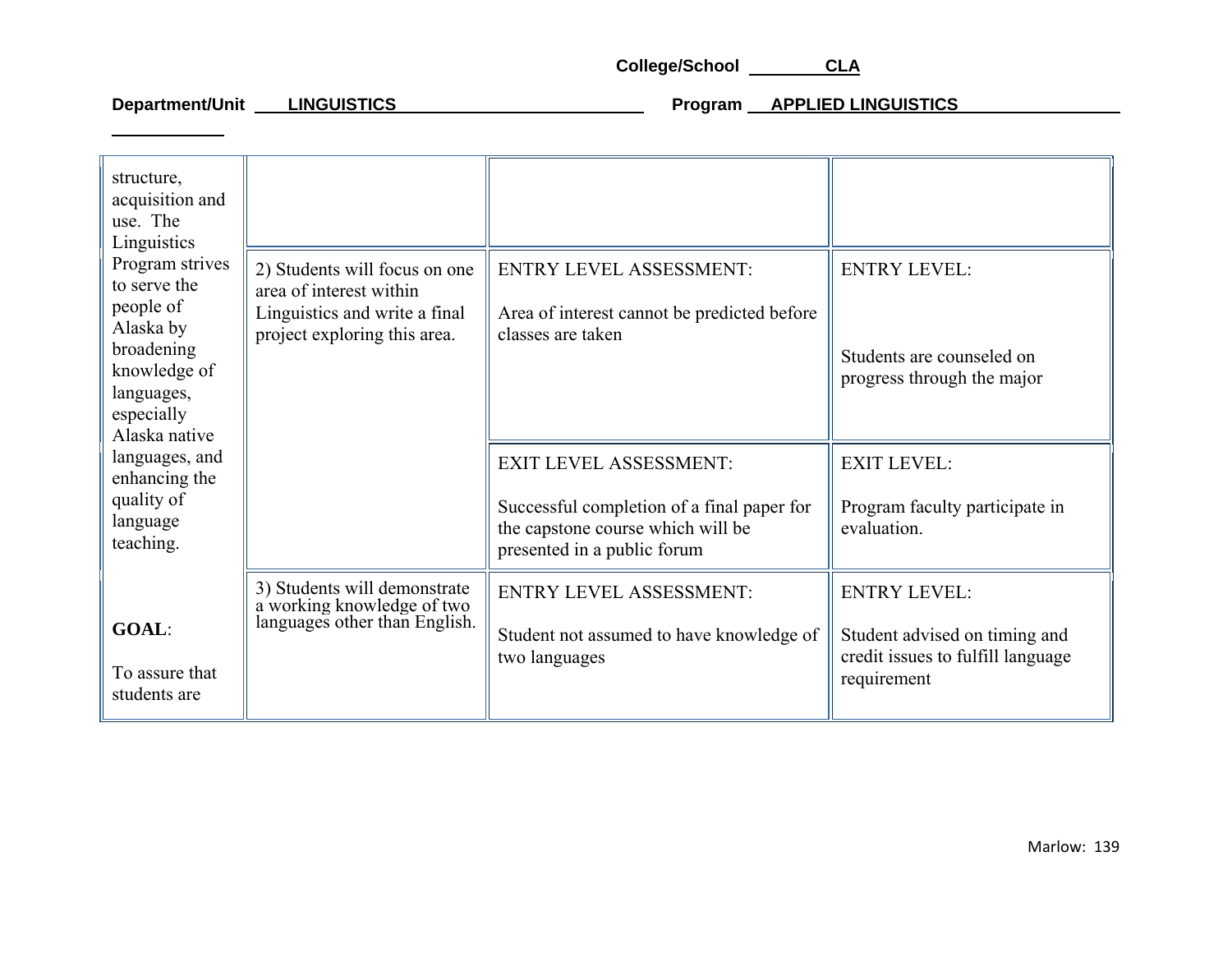College/School CLA

Department/Unit LINGUISTICS Program APPLIED LINGUISTICS

| | | | |
|---|---|---|---|
| structure, acquisition and use. The Linguistics Program strives to serve the people of Alaska by broadening knowledge of languages, especially Alaska native languages, and enhancing the quality of language teaching. | | | |
| | 2) Students will focus on one area of interest within Linguistics and write a final project exploring this area. | ENTRY LEVEL ASSESSMENT:<br><br>Area of interest cannot be predicted before classes are taken | ENTRY LEVEL:<br><br>Students are counseled on progress through the major |
| | | EXIT LEVEL ASSESSMENT:<br><br>Successful completion of a final paper for the capstone course which will be presented in a public forum | EXIT LEVEL:<br><br>Program faculty participate in evaluation. |
| **GOAL**:<br><br>To assure that students are | 3) Students will demonstrate a working knowledge of two languages other than English. | ENTRY LEVEL ASSESSMENT:<br><br>Student not assumed to have knowledge of two languages | ENTRY LEVEL:<br><br>Student advised on timing and credit issues to fulfill language requirement |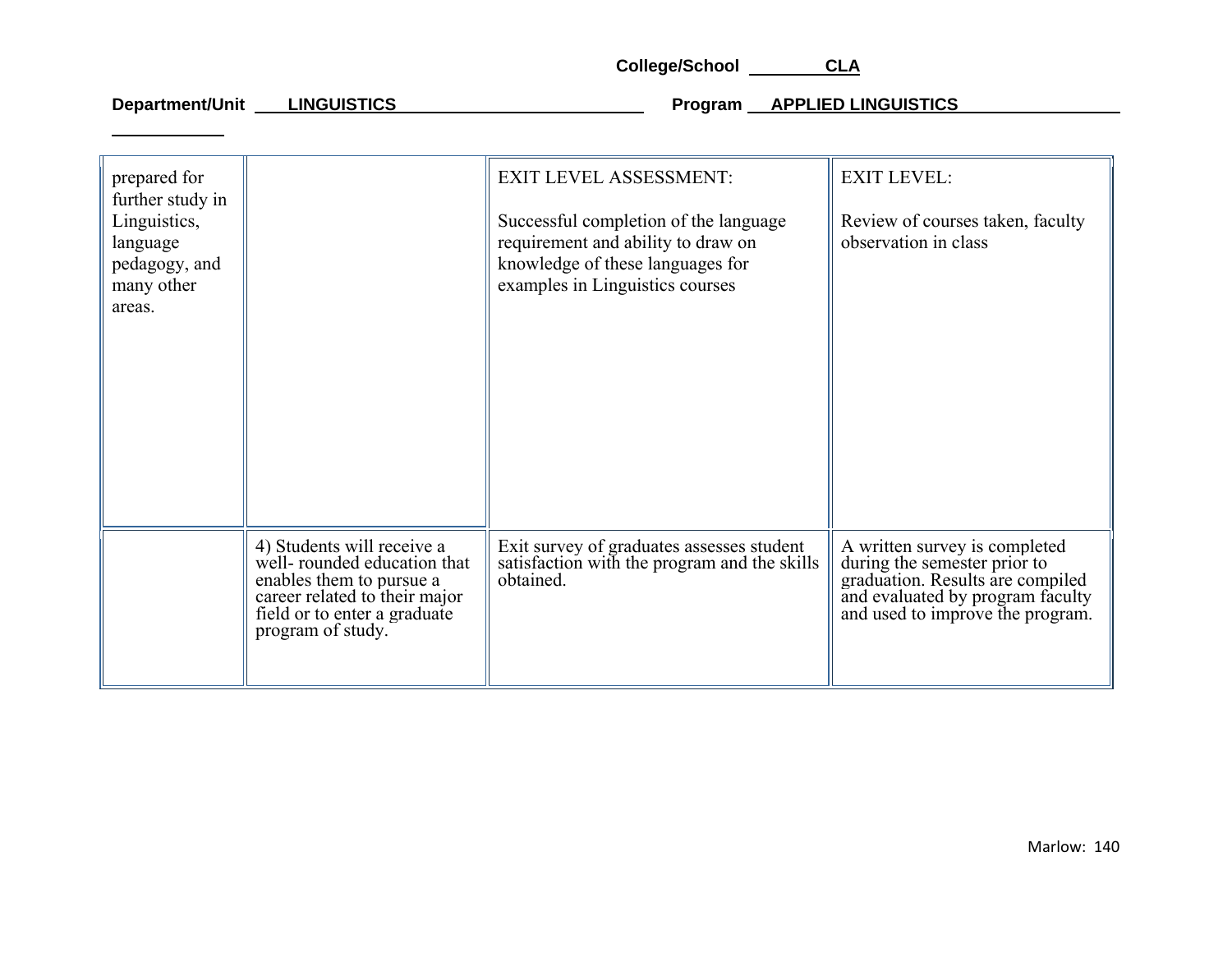College/School CLA

Department/Unit LINGUISTICS Program APPLIED LINGUISTICS

| | | | |
|---|---|---|---|
| prepared for further study in Linguistics, language pedagogy, and many other areas. | | EXIT LEVEL ASSESSMENT:<br><br>Successful completion of the language requirement and ability to draw on knowledge of these languages for examples in Linguistics courses | EXIT LEVEL:<br><br>Review of courses taken, faculty observation in class |
| | 4) Students will receive a well- rounded education that enables them to pursue a career related to their major field or to enter a graduate program of study. | Exit survey of graduates assesses student satisfaction with the program and the skills obtained. | A written survey is completed during the semester prior to graduation. Results are compiled and evaluated by program faculty and used to improve the program. |